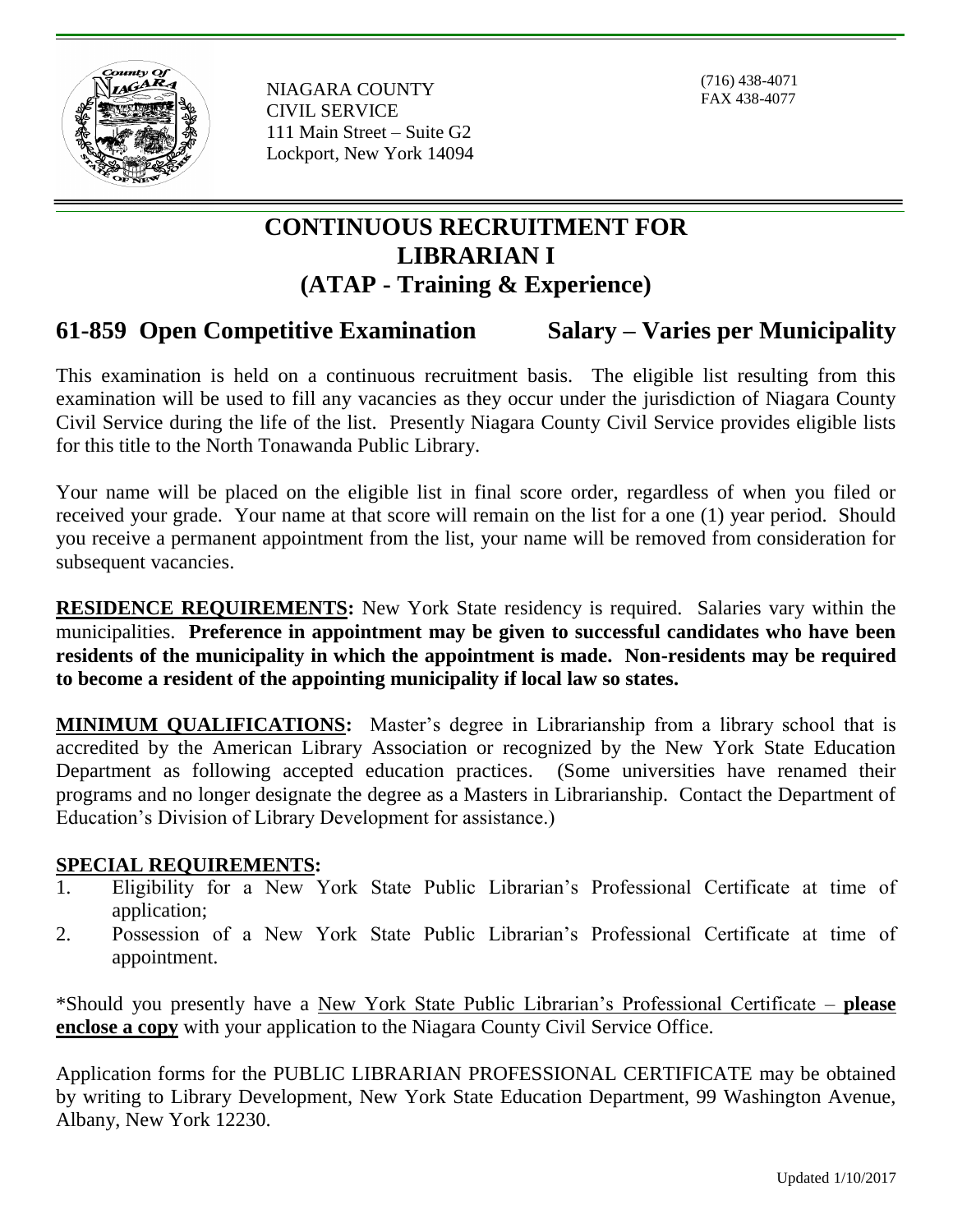NIAGARA COUNTY
CIVIL SERVICE
111 Main Street – Suite G2
Lockport, New York 14094

(716) 438-4071
FAX 438-4077

# CONTINUOUS RECRUITMENT FOR LIBRARIAN I (ATAP - Training & Experience)

## 61-859 Open Competitive Examination — Salary – Varies per Municipality

This examination is held on a continuous recruitment basis. The eligible list resulting from this examination will be used to fill any vacancies as they occur under the jurisdiction of Niagara County Civil Service during the life of the list. Presently Niagara County Civil Service provides eligible lists for this title to the North Tonawanda Public Library.

Your name will be placed on the eligible list in final score order, regardless of when you filed or received your grade. Your name at that score will remain on the list for a one (1) year period. Should you receive a permanent appointment from the list, your name will be removed from consideration for subsequent vacancies.

**RESIDENCE REQUIREMENTS:** New York State residency is required. Salaries vary within the municipalities. **Preference in appointment may be given to successful candidates who have been residents of the municipality in which the appointment is made. Non-residents may be required to become a resident of the appointing municipality if local law so states.**

**MINIMUM QUALIFICATIONS:** Master's degree in Librarianship from a library school that is accredited by the American Library Association or recognized by the New York State Education Department as following accepted education practices. (Some universities have renamed their programs and no longer designate the degree as a Masters in Librarianship. Contact the Department of Education's Division of Library Development for assistance.)

**SPECIAL REQUIREMENTS:**

1. Eligibility for a New York State Public Librarian's Professional Certificate at time of application;
2. Possession of a New York State Public Librarian's Professional Certificate at time of appointment.

*Should you presently have a New York State Public Librarian's Professional Certificate – **please enclose a copy** with your application to the Niagara County Civil Service Office.

Application forms for the PUBLIC LIBRARIAN PROFESSIONAL CERTIFICATE may be obtained by writing to Library Development, New York State Education Department, 99 Washington Avenue, Albany, New York 12230.

Updated 1/10/2017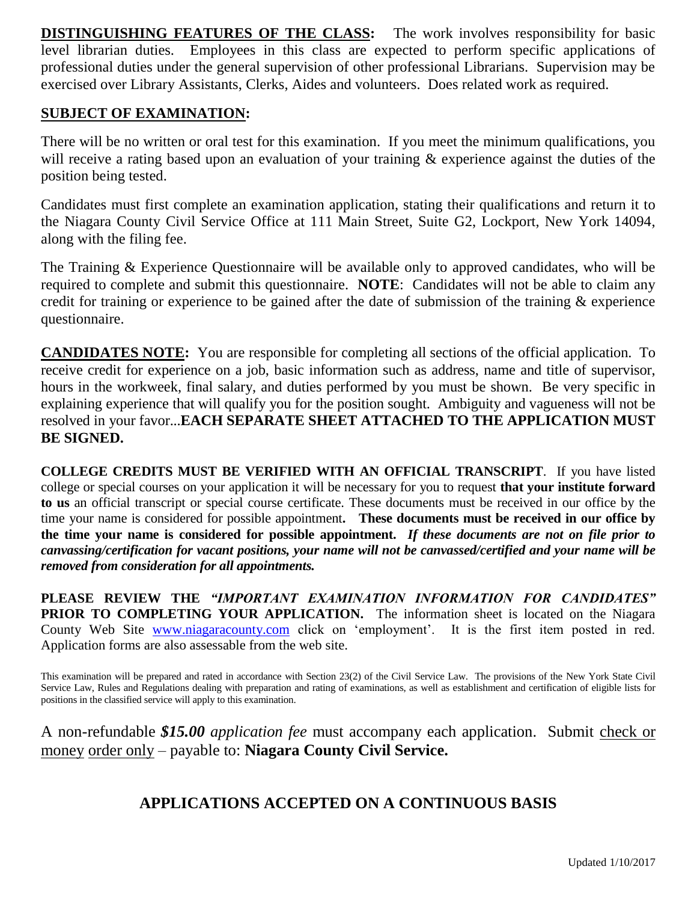**DISTINGUISHING FEATURES OF THE CLASS:** The work involves responsibility for basic level librarian duties. Employees in this class are expected to perform specific applications of professional duties under the general supervision of other professional Librarians. Supervision may be exercised over Library Assistants, Clerks, Aides and volunteers. Does related work as required.

## SUBJECT OF EXAMINATION:

There will be no written or oral test for this examination. If you meet the minimum qualifications, you will receive a rating based upon an evaluation of your training & experience against the duties of the position being tested.

Candidates must first complete an examination application, stating their qualifications and return it to the Niagara County Civil Service Office at 111 Main Street, Suite G2, Lockport, New York 14094, along with the filing fee.

The Training & Experience Questionnaire will be available only to approved candidates, who will be required to complete and submit this questionnaire. **NOTE**: Candidates will not be able to claim any credit for training or experience to be gained after the date of submission of the training & experience questionnaire.

**CANDIDATES NOTE:** You are responsible for completing all sections of the official application. To receive credit for experience on a job, basic information such as address, name and title of supervisor, hours in the workweek, final salary, and duties performed by you must be shown. Be very specific in explaining experience that will qualify you for the position sought. Ambiguity and vagueness will not be resolved in your favor...**EACH SEPARATE SHEET ATTACHED TO THE APPLICATION MUST BE SIGNED.**

**COLLEGE CREDITS MUST BE VERIFIED WITH AN OFFICIAL TRANSCRIPT**. If you have listed college or special courses on your application it will be necessary for you to request **that your institute forward to us** an official transcript or special course certificate. These documents must be received in our office by the time your name is considered for possible appointment**. These documents must be received in our office by the time your name is considered for possible appointment.** ***If these documents are not on file prior to canvassing/certification for vacant positions, your name will not be canvassed/certified and your name will be removed from consideration for all appointments.***

**PLEASE REVIEW THE *"IMPORTANT EXAMINATION INFORMATION FOR CANDIDATES"* PRIOR TO COMPLETING YOUR APPLICATION.** The information sheet is located on the Niagara County Web Site www.niagaracounty.com click on 'employment'. It is the first item posted in red. Application forms are also assessable from the web site.

This examination will be prepared and rated in accordance with Section 23(2) of the Civil Service Law. The provisions of the New York State Civil Service Law, Rules and Regulations dealing with preparation and rating of examinations, as well as establishment and certification of eligible lists for positions in the classified service will apply to this examination.

A non-refundable ***$15.00** application fee* must accompany each application. Submit check or money order only – payable to: **Niagara County Civil Service.**

## APPLICATIONS ACCEPTED ON A CONTINUOUS BASIS

Updated 1/10/2017